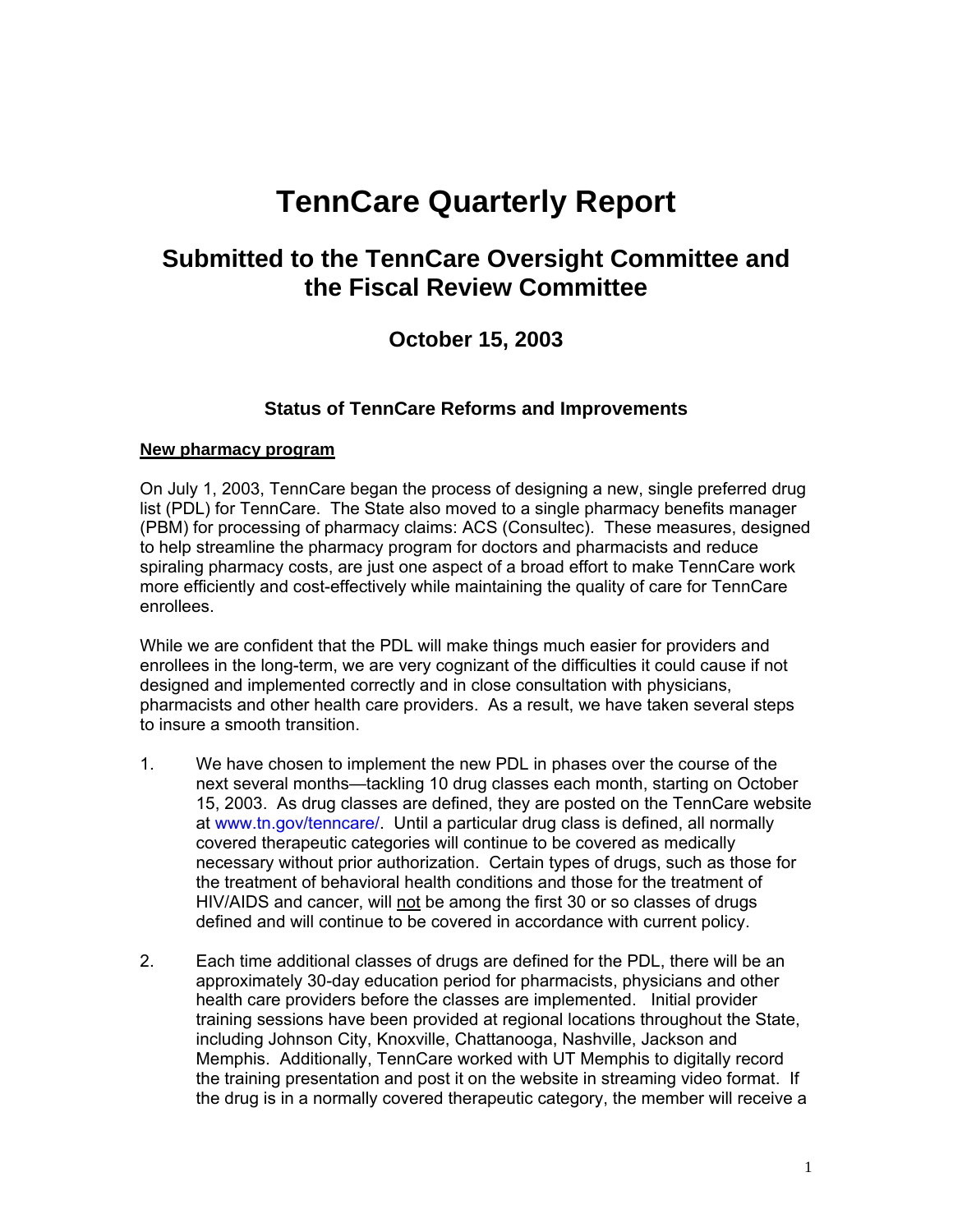# TennCare Quarterly Report

## Submitted to the TennCare Oversight Committee and the Fiscal Review Committee

### October 15, 2003

### Status of TennCare Reforms and Improvements

**New pharmacy program**

On July 1, 2003, TennCare began the process of designing a new, single preferred drug list (PDL) for TennCare. The State also moved to a single pharmacy benefits manager (PBM) for processing of pharmacy claims: ACS (Consultec). These measures, designed to help streamline the pharmacy program for doctors and pharmacists and reduce spiraling pharmacy costs, are just one aspect of a broad effort to make TennCare work more efficiently and cost-effectively while maintaining the quality of care for TennCare enrollees.

While we are confident that the PDL will make things much easier for providers and enrollees in the long-term, we are very cognizant of the difficulties it could cause if not designed and implemented correctly and in close consultation with physicians, pharmacists and other health care providers. As a result, we have taken several steps to insure a smooth transition.

1. We have chosen to implement the new PDL in phases over the course of the next several months—tackling 10 drug classes each month, starting on October 15, 2003. As drug classes are defined, they are posted on the TennCare website at www.tn.gov/tenncare/. Until a particular drug class is defined, all normally covered therapeutic categories will continue to be covered as medically necessary without prior authorization. Certain types of drugs, such as those for the treatment of behavioral health conditions and those for the treatment of HIV/AIDS and cancer, will not be among the first 30 or so classes of drugs defined and will continue to be covered in accordance with current policy.

2. Each time additional classes of drugs are defined for the PDL, there will be an approximately 30-day education period for pharmacists, physicians and other health care providers before the classes are implemented. Initial provider training sessions have been provided at regional locations throughout the State, including Johnson City, Knoxville, Chattanooga, Nashville, Jackson and Memphis. Additionally, TennCare worked with UT Memphis to digitally record the training presentation and post it on the website in streaming video format. If the drug is in a normally covered therapeutic category, the member will receive a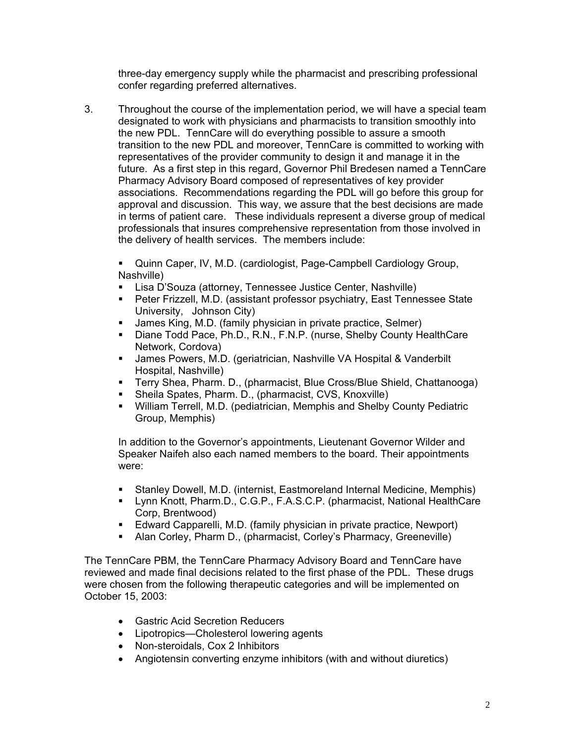three-day emergency supply while the pharmacist and prescribing professional confer regarding preferred alternatives.

3. Throughout the course of the implementation period, we will have a special team designated to work with physicians and pharmacists to transition smoothly into the new PDL. TennCare will do everything possible to assure a smooth transition to the new PDL and moreover, TennCare is committed to working with representatives of the provider community to design it and manage it in the future. As a first step in this regard, Governor Phil Bredesen named a TennCare Pharmacy Advisory Board composed of representatives of key provider associations. Recommendations regarding the PDL will go before this group for approval and discussion. This way, we assure that the best decisions are made in terms of patient care. These individuals represent a diverse group of medical professionals that insures comprehensive representation from those involved in the delivery of health services. The members include:

   - Quinn Caper, IV, M.D. (cardiologist, Page-Campbell Cardiology Group, Nashville)
   - Lisa D'Souza (attorney, Tennessee Justice Center, Nashville)
   - Peter Frizzell, M.D. (assistant professor psychiatry, East Tennessee State University, Johnson City)
   - James King, M.D. (family physician in private practice, Selmer)
   - Diane Todd Pace, Ph.D., R.N., F.N.P. (nurse, Shelby County HealthCare Network, Cordova)
   - James Powers, M.D. (geriatrician, Nashville VA Hospital & Vanderbilt Hospital, Nashville)
   - Terry Shea, Pharm. D., (pharmacist, Blue Cross/Blue Shield, Chattanooga)
   - Sheila Spates, Pharm. D., (pharmacist, CVS, Knoxville)
   - William Terrell, M.D. (pediatrician, Memphis and Shelby County Pediatric Group, Memphis)

   In addition to the Governor's appointments, Lieutenant Governor Wilder and Speaker Naifeh also each named members to the board. Their appointments were:

   - Stanley Dowell, M.D. (internist, Eastmoreland Internal Medicine, Memphis)
   - Lynn Knott, Pharm.D., C.G.P., F.A.S.C.P. (pharmacist, National HealthCare Corp, Brentwood)
   - Edward Capparelli, M.D. (family physician in private practice, Newport)
   - Alan Corley, Pharm D., (pharmacist, Corley's Pharmacy, Greeneville)

The TennCare PBM, the TennCare Pharmacy Advisory Board and TennCare have reviewed and made final decisions related to the first phase of the PDL. These drugs were chosen from the following therapeutic categories and will be implemented on October 15, 2003:

- Gastric Acid Secretion Reducers
- Lipotropics—Cholesterol lowering agents
- Non-steroidals, Cox 2 Inhibitors
- Angiotensin converting enzyme inhibitors (with and without diuretics)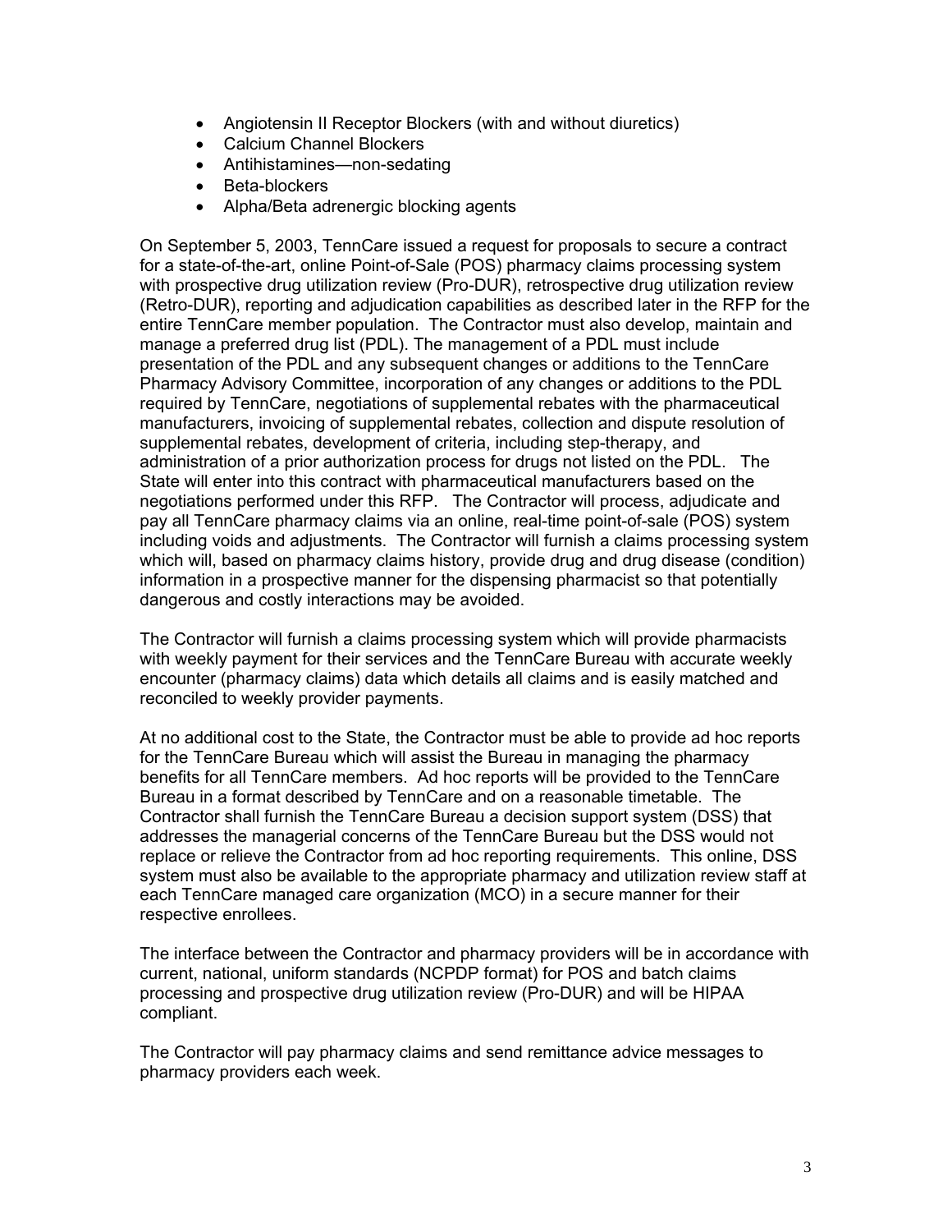- Angiotensin II Receptor Blockers (with and without diuretics)
- Calcium Channel Blockers
- Antihistamines—non-sedating
- Beta-blockers
- Alpha/Beta adrenergic blocking agents

On September 5, 2003, TennCare issued a request for proposals to secure a contract for a state-of-the-art, online Point-of-Sale (POS) pharmacy claims processing system with prospective drug utilization review (Pro-DUR), retrospective drug utilization review (Retro-DUR), reporting and adjudication capabilities as described later in the RFP for the entire TennCare member population. The Contractor must also develop, maintain and manage a preferred drug list (PDL). The management of a PDL must include presentation of the PDL and any subsequent changes or additions to the TennCare Pharmacy Advisory Committee, incorporation of any changes or additions to the PDL required by TennCare, negotiations of supplemental rebates with the pharmaceutical manufacturers, invoicing of supplemental rebates, collection and dispute resolution of supplemental rebates, development of criteria, including step-therapy, and administration of a prior authorization process for drugs not listed on the PDL. The State will enter into this contract with pharmaceutical manufacturers based on the negotiations performed under this RFP. The Contractor will process, adjudicate and pay all TennCare pharmacy claims via an online, real-time point-of-sale (POS) system including voids and adjustments. The Contractor will furnish a claims processing system which will, based on pharmacy claims history, provide drug and drug disease (condition) information in a prospective manner for the dispensing pharmacist so that potentially dangerous and costly interactions may be avoided.

The Contractor will furnish a claims processing system which will provide pharmacists with weekly payment for their services and the TennCare Bureau with accurate weekly encounter (pharmacy claims) data which details all claims and is easily matched and reconciled to weekly provider payments.

At no additional cost to the State, the Contractor must be able to provide ad hoc reports for the TennCare Bureau which will assist the Bureau in managing the pharmacy benefits for all TennCare members. Ad hoc reports will be provided to the TennCare Bureau in a format described by TennCare and on a reasonable timetable. The Contractor shall furnish the TennCare Bureau a decision support system (DSS) that addresses the managerial concerns of the TennCare Bureau but the DSS would not replace or relieve the Contractor from ad hoc reporting requirements. This online, DSS system must also be available to the appropriate pharmacy and utilization review staff at each TennCare managed care organization (MCO) in a secure manner for their respective enrollees.

The interface between the Contractor and pharmacy providers will be in accordance with current, national, uniform standards (NCPDP format) for POS and batch claims processing and prospective drug utilization review (Pro-DUR) and will be HIPAA compliant.

The Contractor will pay pharmacy claims and send remittance advice messages to pharmacy providers each week.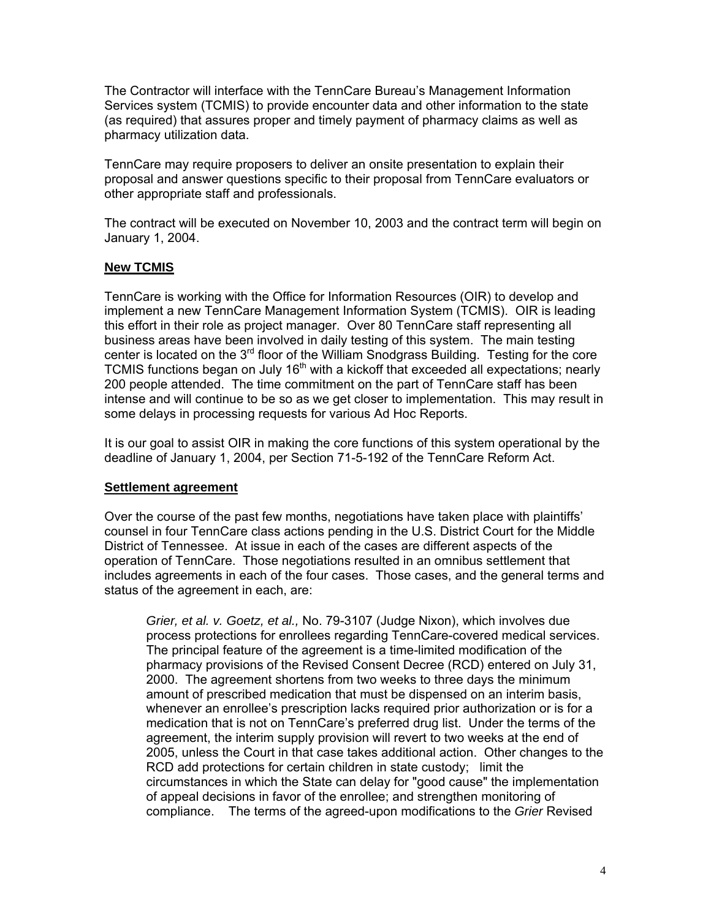The Contractor will interface with the TennCare Bureau's Management Information Services system (TCMIS) to provide encounter data and other information to the state (as required) that assures proper and timely payment of pharmacy claims as well as pharmacy utilization data.

TennCare may require proposers to deliver an onsite presentation to explain their proposal and answer questions specific to their proposal from TennCare evaluators or other appropriate staff and professionals.

The contract will be executed on November 10, 2003 and the contract term will begin on January 1, 2004.

**New TCMIS**

TennCare is working with the Office for Information Resources (OIR) to develop and implement a new TennCare Management Information System (TCMIS). OIR is leading this effort in their role as project manager. Over 80 TennCare staff representing all business areas have been involved in daily testing of this system. The main testing center is located on the 3rd floor of the William Snodgrass Building. Testing for the core TCMIS functions began on July 16th with a kickoff that exceeded all expectations; nearly 200 people attended. The time commitment on the part of TennCare staff has been intense and will continue to be so as we get closer to implementation. This may result in some delays in processing requests for various Ad Hoc Reports.

It is our goal to assist OIR in making the core functions of this system operational by the deadline of January 1, 2004, per Section 71-5-192 of the TennCare Reform Act.

**Settlement agreement**

Over the course of the past few months, negotiations have taken place with plaintiffs' counsel in four TennCare class actions pending in the U.S. District Court for the Middle District of Tennessee. At issue in each of the cases are different aspects of the operation of TennCare. Those negotiations resulted in an omnibus settlement that includes agreements in each of the four cases. Those cases, and the general terms and status of the agreement in each, are:

> *Grier, et al. v. Goetz, et al.,* No. 79-3107 (Judge Nixon), which involves due process protections for enrollees regarding TennCare-covered medical services. The principal feature of the agreement is a time-limited modification of the pharmacy provisions of the Revised Consent Decree (RCD) entered on July 31, 2000. The agreement shortens from two weeks to three days the minimum amount of prescribed medication that must be dispensed on an interim basis, whenever an enrollee's prescription lacks required prior authorization or is for a medication that is not on TennCare's preferred drug list. Under the terms of the agreement, the interim supply provision will revert to two weeks at the end of 2005, unless the Court in that case takes additional action. Other changes to the RCD add protections for certain children in state custody; limit the circumstances in which the State can delay for "good cause" the implementation of appeal decisions in favor of the enrollee; and strengthen monitoring of compliance. The terms of the agreed-upon modifications to the *Grier* Revised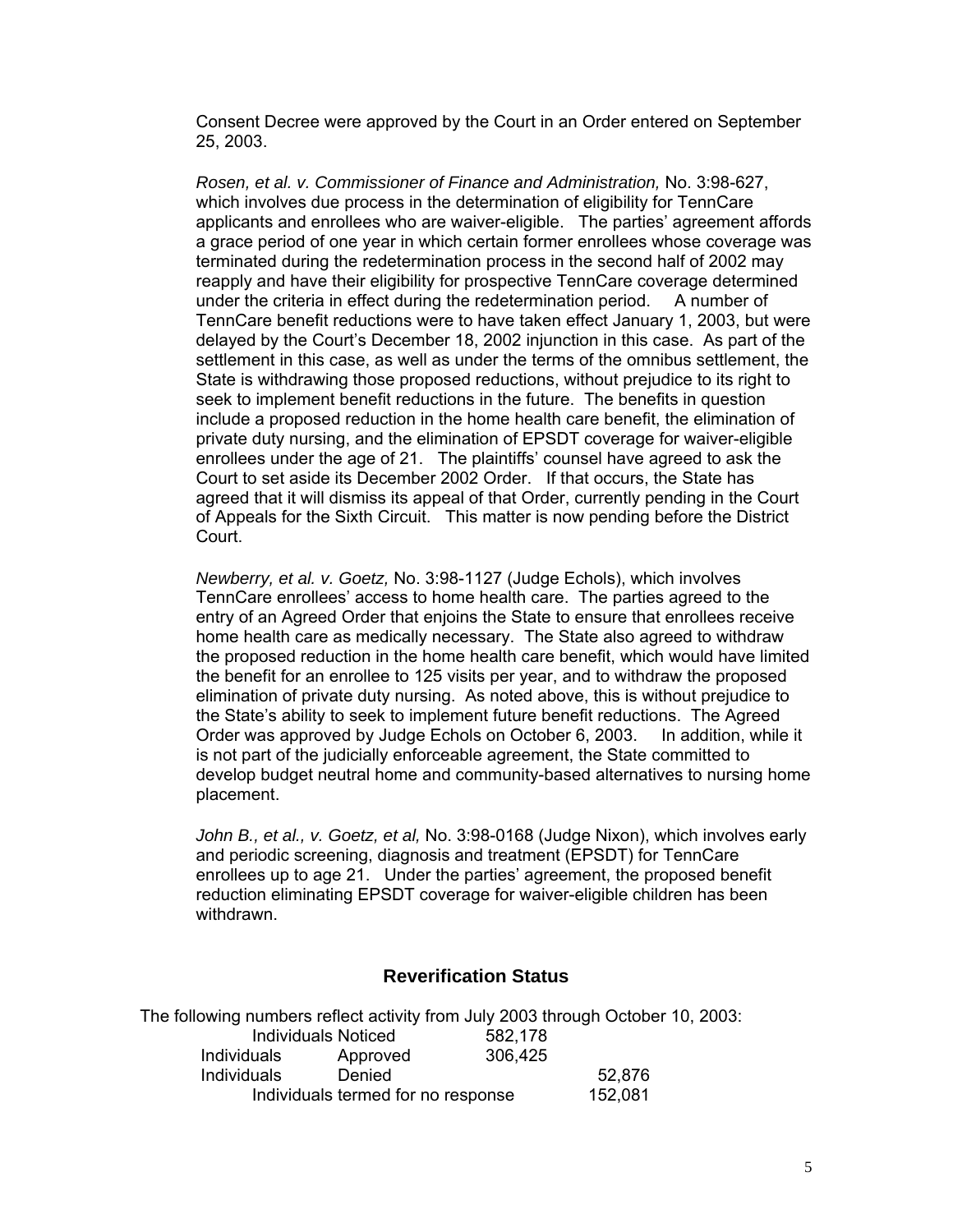Consent Decree were approved by the Court in an Order entered on September 25, 2003.

*Rosen, et al. v. Commissioner of Finance and Administration,* No. 3:98-627, which involves due process in the determination of eligibility for TennCare applicants and enrollees who are waiver-eligible. The parties' agreement affords a grace period of one year in which certain former enrollees whose coverage was terminated during the redetermination process in the second half of 2002 may reapply and have their eligibility for prospective TennCare coverage determined under the criteria in effect during the redetermination period. A number of TennCare benefit reductions were to have taken effect January 1, 2003, but were delayed by the Court's December 18, 2002 injunction in this case. As part of the settlement in this case, as well as under the terms of the omnibus settlement, the State is withdrawing those proposed reductions, without prejudice to its right to seek to implement benefit reductions in the future. The benefits in question include a proposed reduction in the home health care benefit, the elimination of private duty nursing, and the elimination of EPSDT coverage for waiver-eligible enrollees under the age of 21. The plaintiffs' counsel have agreed to ask the Court to set aside its December 2002 Order. If that occurs, the State has agreed that it will dismiss its appeal of that Order, currently pending in the Court of Appeals for the Sixth Circuit. This matter is now pending before the District Court.

*Newberry, et al. v. Goetz,* No. 3:98-1127 (Judge Echols), which involves TennCare enrollees' access to home health care. The parties agreed to the entry of an Agreed Order that enjoins the State to ensure that enrollees receive home health care as medically necessary. The State also agreed to withdraw the proposed reduction in the home health care benefit, which would have limited the benefit for an enrollee to 125 visits per year, and to withdraw the proposed elimination of private duty nursing. As noted above, this is without prejudice to the State's ability to seek to implement future benefit reductions. The Agreed Order was approved by Judge Echols on October 6, 2003. In addition, while it is not part of the judicially enforceable agreement, the State committed to develop budget neutral home and community-based alternatives to nursing home placement.

*John B., et al., v. Goetz, et al,* No. 3:98-0168 (Judge Nixon), which involves early and periodic screening, diagnosis and treatment (EPSDT) for TennCare enrollees up to age 21. Under the parties' agreement, the proposed benefit reduction eliminating EPSDT coverage for waiver-eligible children has been withdrawn.

## Reverification Status

The following numbers reflect activity from July 2003 through October 10, 2003:

| | |
|---|---|
| Individuals Noticed | 582,178 |
| Individuals Approved | 306,425 |
| Individuals Denied | 52,876 |
| Individuals termed for no response | 152,081 |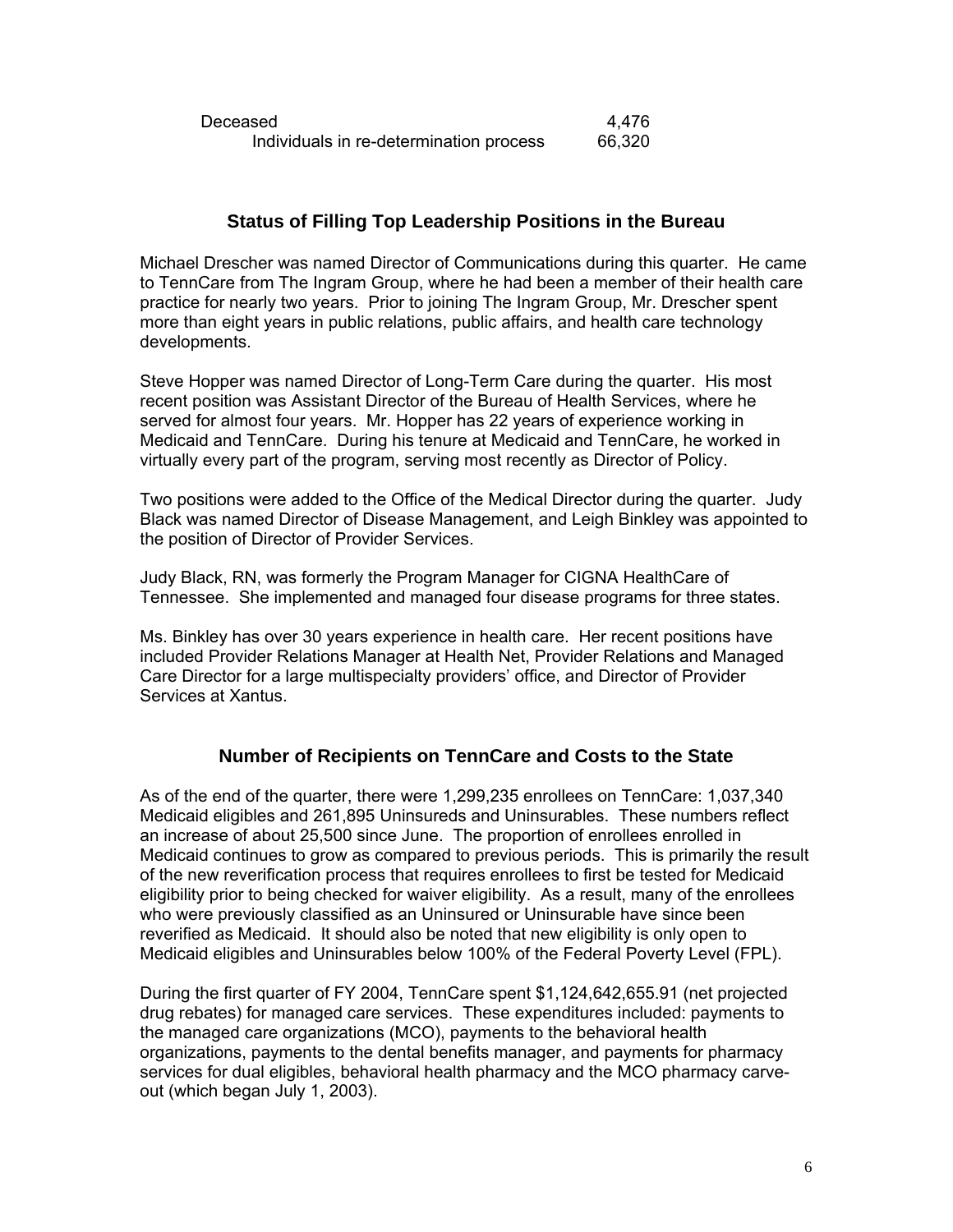| | |
|---|---|
| Deceased | 4,476 |
| Individuals in re-determination process | 66,320 |

## Status of Filling Top Leadership Positions in the Bureau

Michael Drescher was named Director of Communications during this quarter. He came to TennCare from The Ingram Group, where he had been a member of their health care practice for nearly two years. Prior to joining The Ingram Group, Mr. Drescher spent more than eight years in public relations, public affairs, and health care technology developments.

Steve Hopper was named Director of Long-Term Care during the quarter. His most recent position was Assistant Director of the Bureau of Health Services, where he served for almost four years. Mr. Hopper has 22 years of experience working in Medicaid and TennCare. During his tenure at Medicaid and TennCare, he worked in virtually every part of the program, serving most recently as Director of Policy.

Two positions were added to the Office of the Medical Director during the quarter. Judy Black was named Director of Disease Management, and Leigh Binkley was appointed to the position of Director of Provider Services.

Judy Black, RN, was formerly the Program Manager for CIGNA HealthCare of Tennessee. She implemented and managed four disease programs for three states.

Ms. Binkley has over 30 years experience in health care. Her recent positions have included Provider Relations Manager at Health Net, Provider Relations and Managed Care Director for a large multispecialty providers' office, and Director of Provider Services at Xantus.

## Number of Recipients on TennCare and Costs to the State

As of the end of the quarter, there were 1,299,235 enrollees on TennCare: 1,037,340 Medicaid eligibles and 261,895 Uninsureds and Uninsurables. These numbers reflect an increase of about 25,500 since June. The proportion of enrollees enrolled in Medicaid continues to grow as compared to previous periods. This is primarily the result of the new reverification process that requires enrollees to first be tested for Medicaid eligibility prior to being checked for waiver eligibility. As a result, many of the enrollees who were previously classified as an Uninsured or Uninsurable have since been reverified as Medicaid. It should also be noted that new eligibility is only open to Medicaid eligibles and Uninsurables below 100% of the Federal Poverty Level (FPL).

During the first quarter of FY 2004, TennCare spent $1,124,642,655.91 (net projected drug rebates) for managed care services. These expenditures included: payments to the managed care organizations (MCO), payments to the behavioral health organizations, payments to the dental benefits manager, and payments for pharmacy services for dual eligibles, behavioral health pharmacy and the MCO pharmacy carve-out (which began July 1, 2003).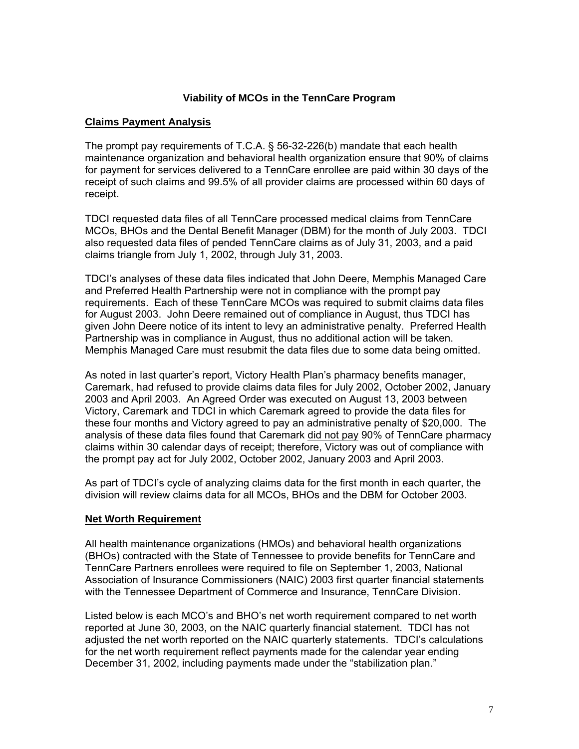# Viability of MCOs in the TennCare Program

## Claims Payment Analysis

The prompt pay requirements of T.C.A. § 56-32-226(b) mandate that each health maintenance organization and behavioral health organization ensure that 90% of claims for payment for services delivered to a TennCare enrollee are paid within 30 days of the receipt of such claims and 99.5% of all provider claims are processed within 60 days of receipt.

TDCI requested data files of all TennCare processed medical claims from TennCare MCOs, BHOs and the Dental Benefit Manager (DBM) for the month of July 2003. TDCI also requested data files of pended TennCare claims as of July 31, 2003, and a paid claims triangle from July 1, 2002, through July 31, 2003.

TDCI's analyses of these data files indicated that John Deere, Memphis Managed Care and Preferred Health Partnership were not in compliance with the prompt pay requirements. Each of these TennCare MCOs was required to submit claims data files for August 2003. John Deere remained out of compliance in August, thus TDCI has given John Deere notice of its intent to levy an administrative penalty. Preferred Health Partnership was in compliance in August, thus no additional action will be taken. Memphis Managed Care must resubmit the data files due to some data being omitted.

As noted in last quarter's report, Victory Health Plan's pharmacy benefits manager, Caremark, had refused to provide claims data files for July 2002, October 2002, January 2003 and April 2003. An Agreed Order was executed on August 13, 2003 between Victory, Caremark and TDCI in which Caremark agreed to provide the data files for these four months and Victory agreed to pay an administrative penalty of $20,000. The analysis of these data files found that Caremark <u>did not pay</u> 90% of TennCare pharmacy claims within 30 calendar days of receipt; therefore, Victory was out of compliance with the prompt pay act for July 2002, October 2002, January 2003 and April 2003.

As part of TDCI's cycle of analyzing claims data for the first month in each quarter, the division will review claims data for all MCOs, BHOs and the DBM for October 2003.

## Net Worth Requirement

All health maintenance organizations (HMOs) and behavioral health organizations (BHOs) contracted with the State of Tennessee to provide benefits for TennCare and TennCare Partners enrollees were required to file on September 1, 2003, National Association of Insurance Commissioners (NAIC) 2003 first quarter financial statements with the Tennessee Department of Commerce and Insurance, TennCare Division.

Listed below is each MCO's and BHO's net worth requirement compared to net worth reported at June 30, 2003, on the NAIC quarterly financial statement. TDCI has not adjusted the net worth reported on the NAIC quarterly statements. TDCI's calculations for the net worth requirement reflect payments made for the calendar year ending December 31, 2002, including payments made under the "stabilization plan."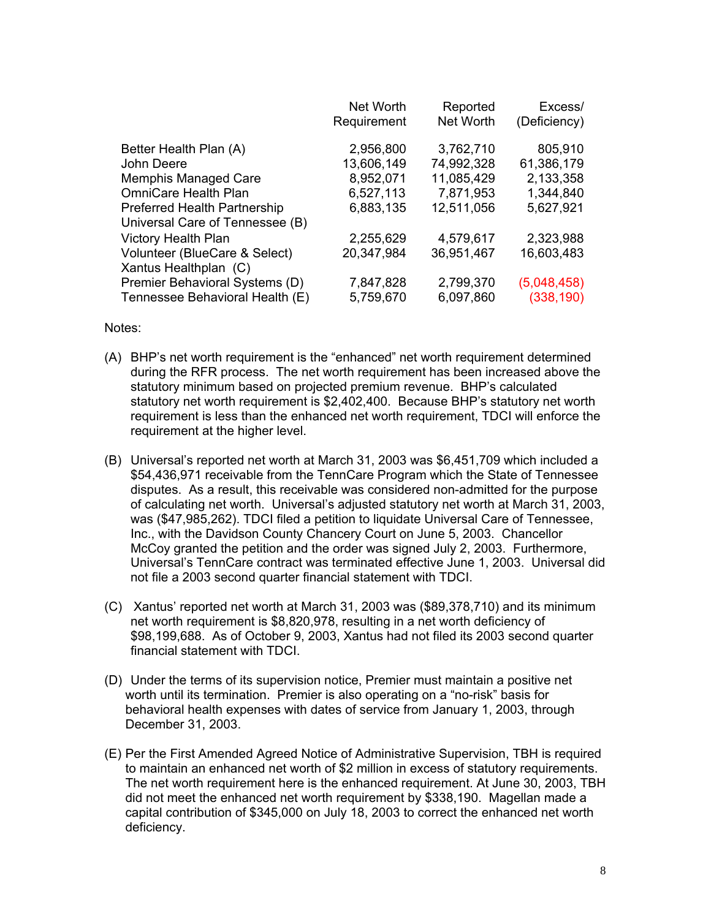| | Net Worth Requirement | Reported Net Worth | Excess/ (Deficiency) |
|---|---|---|---|
| Better Health Plan (A) | 2,956,800 | 3,762,710 | 805,910 |
| John Deere | 13,606,149 | 74,992,328 | 61,386,179 |
| Memphis Managed Care | 8,952,071 | 11,085,429 | 2,133,358 |
| OmniCare Health Plan | 6,527,113 | 7,871,953 | 1,344,840 |
| Preferred Health Partnership | 6,883,135 | 12,511,056 | 5,627,921 |
| Universal Care of Tennessee (B) | | | |
| Victory Health Plan | 2,255,629 | 4,579,617 | 2,323,988 |
| Volunteer (BlueCare & Select) | 20,347,984 | 36,951,467 | 16,603,483 |
| Xantus Healthplan (C) | | | |
| Premier Behavioral Systems (D) | 7,847,828 | 2,799,370 | (5,048,458) |
| Tennessee Behavioral Health (E) | 5,759,670 | 6,097,860 | (338,190) |

Notes:

(A) BHP's net worth requirement is the "enhanced" net worth requirement determined during the RFR process. The net worth requirement has been increased above the statutory minimum based on projected premium revenue. BHP's calculated statutory net worth requirement is $2,402,400. Because BHP's statutory net worth requirement is less than the enhanced net worth requirement, TDCI will enforce the requirement at the higher level.

(B) Universal's reported net worth at March 31, 2003 was $6,451,709 which included a $54,436,971 receivable from the TennCare Program which the State of Tennessee disputes. As a result, this receivable was considered non-admitted for the purpose of calculating net worth. Universal's adjusted statutory net worth at March 31, 2003, was ($47,985,262). TDCI filed a petition to liquidate Universal Care of Tennessee, Inc., with the Davidson County Chancery Court on June 5, 2003. Chancellor McCoy granted the petition and the order was signed July 2, 2003. Furthermore, Universal's TennCare contract was terminated effective June 1, 2003. Universal did not file a 2003 second quarter financial statement with TDCI.

(C) Xantus' reported net worth at March 31, 2003 was ($89,378,710) and its minimum net worth requirement is $8,820,978, resulting in a net worth deficiency of $98,199,688. As of October 9, 2003, Xantus had not filed its 2003 second quarter financial statement with TDCI.

(D) Under the terms of its supervision notice, Premier must maintain a positive net worth until its termination. Premier is also operating on a "no-risk" basis for behavioral health expenses with dates of service from January 1, 2003, through December 31, 2003.

(E) Per the First Amended Agreed Notice of Administrative Supervision, TBH is required to maintain an enhanced net worth of $2 million in excess of statutory requirements. The net worth requirement here is the enhanced requirement. At June 30, 2003, TBH did not meet the enhanced net worth requirement by $338,190. Magellan made a capital contribution of $345,000 on July 18, 2003 to correct the enhanced net worth deficiency.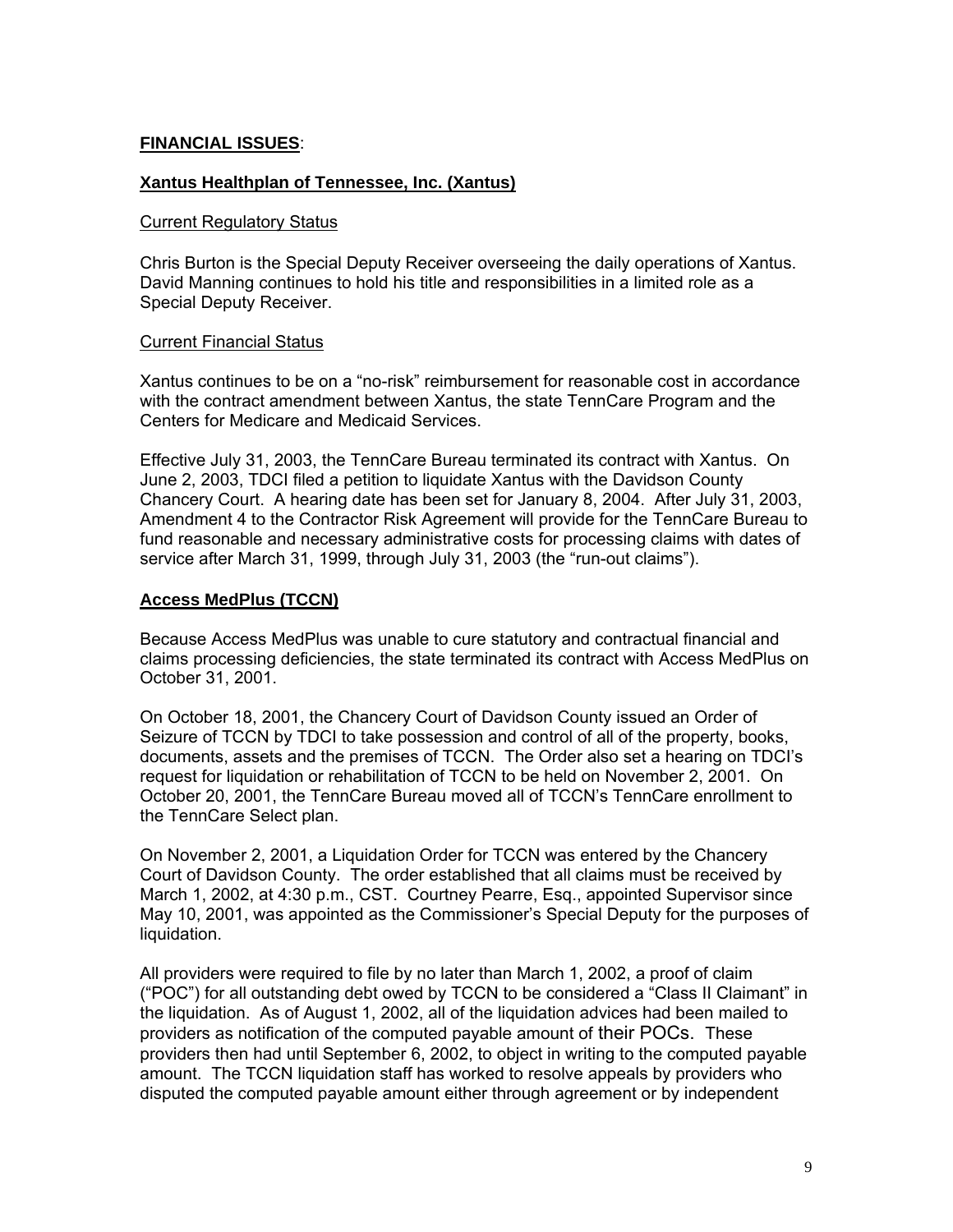**FINANCIAL ISSUES**:

**Xantus Healthplan of Tennessee, Inc. (Xantus)**

Current Regulatory Status

Chris Burton is the Special Deputy Receiver overseeing the daily operations of Xantus. David Manning continues to hold his title and responsibilities in a limited role as a Special Deputy Receiver.

Current Financial Status

Xantus continues to be on a "no-risk" reimbursement for reasonable cost in accordance with the contract amendment between Xantus, the state TennCare Program and the Centers for Medicare and Medicaid Services.

Effective July 31, 2003, the TennCare Bureau terminated its contract with Xantus. On June 2, 2003, TDCI filed a petition to liquidate Xantus with the Davidson County Chancery Court. A hearing date has been set for January 8, 2004. After July 31, 2003, Amendment 4 to the Contractor Risk Agreement will provide for the TennCare Bureau to fund reasonable and necessary administrative costs for processing claims with dates of service after March 31, 1999, through July 31, 2003 (the "run-out claims").

**Access MedPlus (TCCN)**

Because Access MedPlus was unable to cure statutory and contractual financial and claims processing deficiencies, the state terminated its contract with Access MedPlus on October 31, 2001.

On October 18, 2001, the Chancery Court of Davidson County issued an Order of Seizure of TCCN by TDCI to take possession and control of all of the property, books, documents, assets and the premises of TCCN. The Order also set a hearing on TDCI's request for liquidation or rehabilitation of TCCN to be held on November 2, 2001. On October 20, 2001, the TennCare Bureau moved all of TCCN's TennCare enrollment to the TennCare Select plan.

On November 2, 2001, a Liquidation Order for TCCN was entered by the Chancery Court of Davidson County. The order established that all claims must be received by March 1, 2002, at 4:30 p.m., CST. Courtney Pearre, Esq., appointed Supervisor since May 10, 2001, was appointed as the Commissioner's Special Deputy for the purposes of liquidation.

All providers were required to file by no later than March 1, 2002, a proof of claim ("POC") for all outstanding debt owed by TCCN to be considered a "Class II Claimant" in the liquidation. As of August 1, 2002, all of the liquidation advices had been mailed to providers as notification of the computed payable amount of their POCs. These providers then had until September 6, 2002, to object in writing to the computed payable amount. The TCCN liquidation staff has worked to resolve appeals by providers who disputed the computed payable amount either through agreement or by independent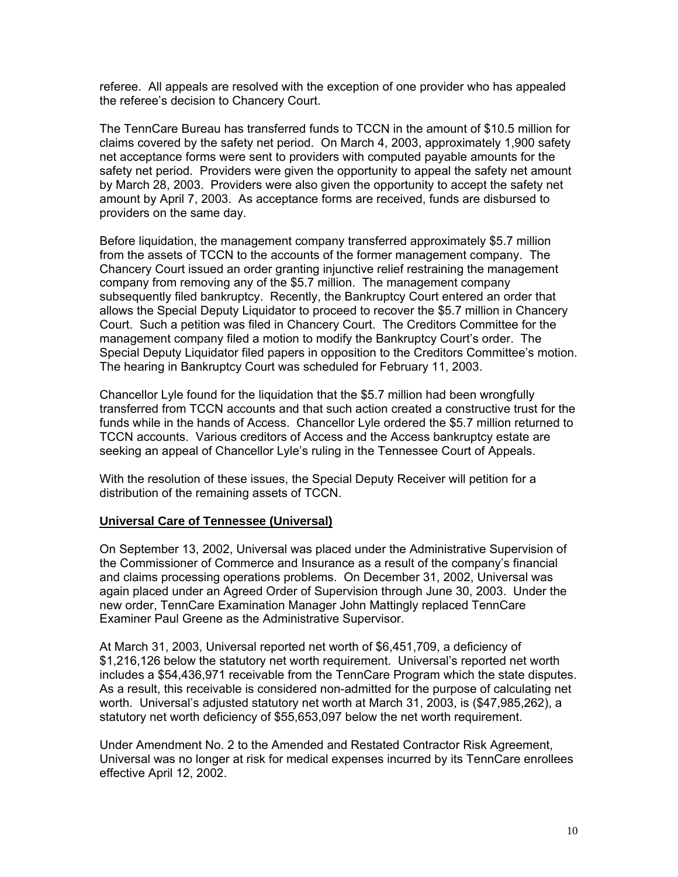referee. All appeals are resolved with the exception of one provider who has appealed the referee's decision to Chancery Court.

The TennCare Bureau has transferred funds to TCCN in the amount of $10.5 million for claims covered by the safety net period. On March 4, 2003, approximately 1,900 safety net acceptance forms were sent to providers with computed payable amounts for the safety net period. Providers were given the opportunity to appeal the safety net amount by March 28, 2003. Providers were also given the opportunity to accept the safety net amount by April 7, 2003. As acceptance forms are received, funds are disbursed to providers on the same day.

Before liquidation, the management company transferred approximately $5.7 million from the assets of TCCN to the accounts of the former management company. The Chancery Court issued an order granting injunctive relief restraining the management company from removing any of the $5.7 million. The management company subsequently filed bankruptcy. Recently, the Bankruptcy Court entered an order that allows the Special Deputy Liquidator to proceed to recover the $5.7 million in Chancery Court. Such a petition was filed in Chancery Court. The Creditors Committee for the management company filed a motion to modify the Bankruptcy Court's order. The Special Deputy Liquidator filed papers in opposition to the Creditors Committee's motion. The hearing in Bankruptcy Court was scheduled for February 11, 2003.

Chancellor Lyle found for the liquidation that the $5.7 million had been wrongfully transferred from TCCN accounts and that such action created a constructive trust for the funds while in the hands of Access. Chancellor Lyle ordered the $5.7 million returned to TCCN accounts. Various creditors of Access and the Access bankruptcy estate are seeking an appeal of Chancellor Lyle's ruling in the Tennessee Court of Appeals.

With the resolution of these issues, the Special Deputy Receiver will petition for a distribution of the remaining assets of TCCN.

**Universal Care of Tennessee (Universal)**

On September 13, 2002, Universal was placed under the Administrative Supervision of the Commissioner of Commerce and Insurance as a result of the company's financial and claims processing operations problems. On December 31, 2002, Universal was again placed under an Agreed Order of Supervision through June 30, 2003. Under the new order, TennCare Examination Manager John Mattingly replaced TennCare Examiner Paul Greene as the Administrative Supervisor.

At March 31, 2003, Universal reported net worth of $6,451,709, a deficiency of $1,216,126 below the statutory net worth requirement. Universal's reported net worth includes a $54,436,971 receivable from the TennCare Program which the state disputes. As a result, this receivable is considered non-admitted for the purpose of calculating net worth. Universal's adjusted statutory net worth at March 31, 2003, is ($47,985,262), a statutory net worth deficiency of $55,653,097 below the net worth requirement.

Under Amendment No. 2 to the Amended and Restated Contractor Risk Agreement, Universal was no longer at risk for medical expenses incurred by its TennCare enrollees effective April 12, 2002.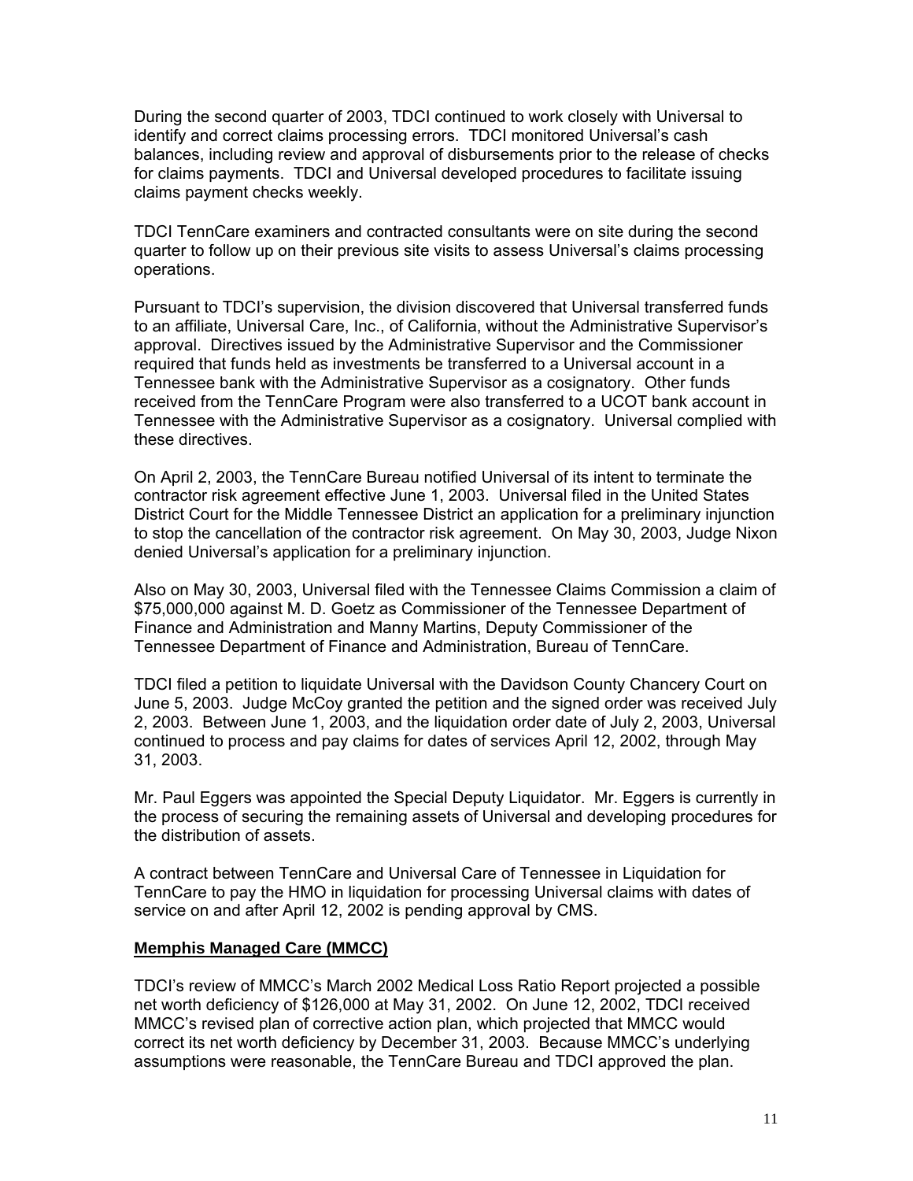During the second quarter of 2003, TDCI continued to work closely with Universal to identify and correct claims processing errors. TDCI monitored Universal's cash balances, including review and approval of disbursements prior to the release of checks for claims payments. TDCI and Universal developed procedures to facilitate issuing claims payment checks weekly.

TDCI TennCare examiners and contracted consultants were on site during the second quarter to follow up on their previous site visits to assess Universal's claims processing operations.

Pursuant to TDCI's supervision, the division discovered that Universal transferred funds to an affiliate, Universal Care, Inc., of California, without the Administrative Supervisor's approval. Directives issued by the Administrative Supervisor and the Commissioner required that funds held as investments be transferred to a Universal account in a Tennessee bank with the Administrative Supervisor as a cosignatory. Other funds received from the TennCare Program were also transferred to a UCOT bank account in Tennessee with the Administrative Supervisor as a cosignatory. Universal complied with these directives.

On April 2, 2003, the TennCare Bureau notified Universal of its intent to terminate the contractor risk agreement effective June 1, 2003. Universal filed in the United States District Court for the Middle Tennessee District an application for a preliminary injunction to stop the cancellation of the contractor risk agreement. On May 30, 2003, Judge Nixon denied Universal's application for a preliminary injunction.

Also on May 30, 2003, Universal filed with the Tennessee Claims Commission a claim of $75,000,000 against M. D. Goetz as Commissioner of the Tennessee Department of Finance and Administration and Manny Martins, Deputy Commissioner of the Tennessee Department of Finance and Administration, Bureau of TennCare.

TDCI filed a petition to liquidate Universal with the Davidson County Chancery Court on June 5, 2003. Judge McCoy granted the petition and the signed order was received July 2, 2003. Between June 1, 2003, and the liquidation order date of July 2, 2003, Universal continued to process and pay claims for dates of services April 12, 2002, through May 31, 2003.

Mr. Paul Eggers was appointed the Special Deputy Liquidator. Mr. Eggers is currently in the process of securing the remaining assets of Universal and developing procedures for the distribution of assets.

A contract between TennCare and Universal Care of Tennessee in Liquidation for TennCare to pay the HMO in liquidation for processing Universal claims with dates of service on and after April 12, 2002 is pending approval by CMS.

**Memphis Managed Care (MMCC)**

TDCI's review of MMCC's March 2002 Medical Loss Ratio Report projected a possible net worth deficiency of $126,000 at May 31, 2002. On June 12, 2002, TDCI received MMCC's revised plan of corrective action plan, which projected that MMCC would correct its net worth deficiency by December 31, 2003. Because MMCC's underlying assumptions were reasonable, the TennCare Bureau and TDCI approved the plan.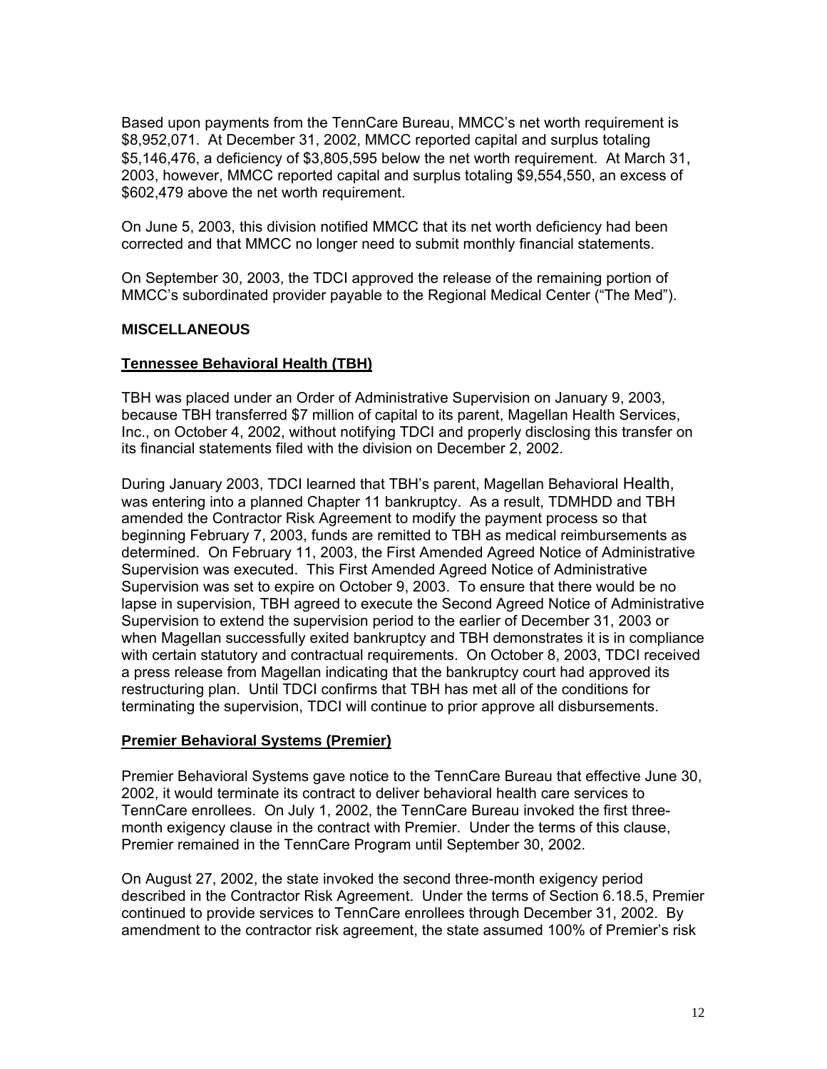Based upon payments from the TennCare Bureau, MMCC's net worth requirement is $8,952,071. At December 31, 2002, MMCC reported capital and surplus totaling $5,146,476, a deficiency of $3,805,595 below the net worth requirement. At March 31, 2003, however, MMCC reported capital and surplus totaling $9,554,550, an excess of $602,479 above the net worth requirement.

On June 5, 2003, this division notified MMCC that its net worth deficiency had been corrected and that MMCC no longer need to submit monthly financial statements.

On September 30, 2003, the TDCI approved the release of the remaining portion of MMCC's subordinated provider payable to the Regional Medical Center ("The Med").

## MISCELLANEOUS

### Tennessee Behavioral Health (TBH)

TBH was placed under an Order of Administrative Supervision on January 9, 2003, because TBH transferred $7 million of capital to its parent, Magellan Health Services, Inc., on October 4, 2002, without notifying TDCI and properly disclosing this transfer on its financial statements filed with the division on December 2, 2002.

During January 2003, TDCI learned that TBH's parent, Magellan Behavioral Health, was entering into a planned Chapter 11 bankruptcy. As a result, TDMHDD and TBH amended the Contractor Risk Agreement to modify the payment process so that beginning February 7, 2003, funds are remitted to TBH as medical reimbursements as determined. On February 11, 2003, the First Amended Agreed Notice of Administrative Supervision was executed. This First Amended Agreed Notice of Administrative Supervision was set to expire on October 9, 2003. To ensure that there would be no lapse in supervision, TBH agreed to execute the Second Agreed Notice of Administrative Supervision to extend the supervision period to the earlier of December 31, 2003 or when Magellan successfully exited bankruptcy and TBH demonstrates it is in compliance with certain statutory and contractual requirements. On October 8, 2003, TDCI received a press release from Magellan indicating that the bankruptcy court had approved its restructuring plan. Until TDCI confirms that TBH has met all of the conditions for terminating the supervision, TDCI will continue to prior approve all disbursements.

### Premier Behavioral Systems (Premier)

Premier Behavioral Systems gave notice to the TennCare Bureau that effective June 30, 2002, it would terminate its contract to deliver behavioral health care services to TennCare enrollees. On July 1, 2002, the TennCare Bureau invoked the first three-month exigency clause in the contract with Premier. Under the terms of this clause, Premier remained in the TennCare Program until September 30, 2002.

On August 27, 2002, the state invoked the second three-month exigency period described in the Contractor Risk Agreement. Under the terms of Section 6.18.5, Premier continued to provide services to TennCare enrollees through December 31, 2002. By amendment to the contractor risk agreement, the state assumed 100% of Premier's risk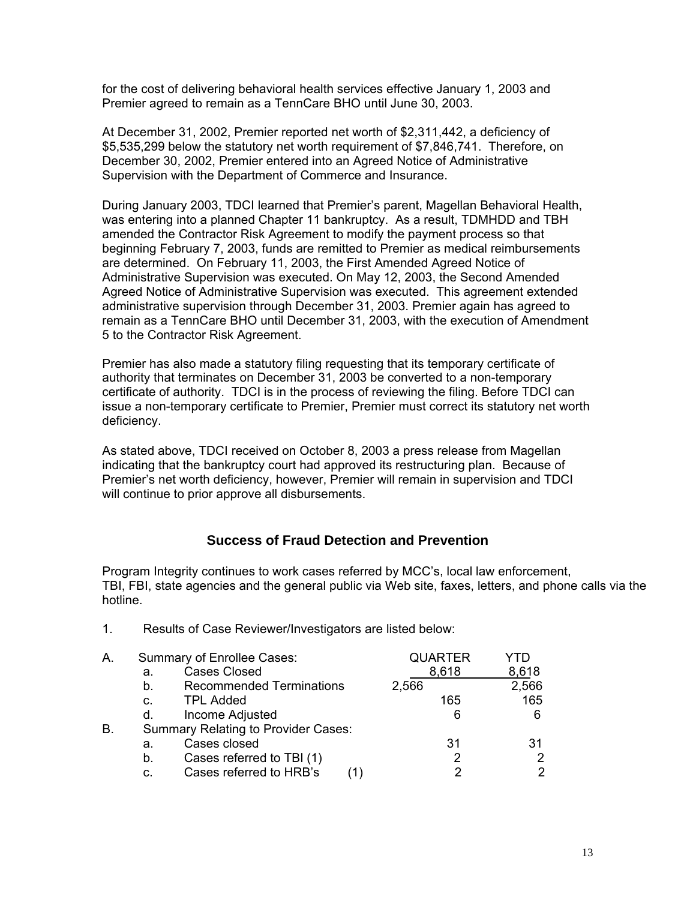for the cost of delivering behavioral health services effective January 1, 2003 and Premier agreed to remain as a TennCare BHO until June 30, 2003.

At December 31, 2002, Premier reported net worth of $2,311,442, a deficiency of $5,535,299 below the statutory net worth requirement of $7,846,741. Therefore, on December 30, 2002, Premier entered into an Agreed Notice of Administrative Supervision with the Department of Commerce and Insurance.

During January 2003, TDCI learned that Premier's parent, Magellan Behavioral Health, was entering into a planned Chapter 11 bankruptcy. As a result, TDMHDD and TBH amended the Contractor Risk Agreement to modify the payment process so that beginning February 7, 2003, funds are remitted to Premier as medical reimbursements are determined. On February 11, 2003, the First Amended Agreed Notice of Administrative Supervision was executed. On May 12, 2003, the Second Amended Agreed Notice of Administrative Supervision was executed. This agreement extended administrative supervision through December 31, 2003. Premier again has agreed to remain as a TennCare BHO until December 31, 2003, with the execution of Amendment 5 to the Contractor Risk Agreement.

Premier has also made a statutory filing requesting that its temporary certificate of authority that terminates on December 31, 2003 be converted to a non-temporary certificate of authority. TDCI is in the process of reviewing the filing. Before TDCI can issue a non-temporary certificate to Premier, Premier must correct its statutory net worth deficiency.

As stated above, TDCI received on October 8, 2003 a press release from Magellan indicating that the bankruptcy court had approved its restructuring plan. Because of Premier's net worth deficiency, however, Premier will remain in supervision and TDCI will continue to prior approve all disbursements.

## Success of Fraud Detection and Prevention

Program Integrity continues to work cases referred by MCC's, local law enforcement, TBI, FBI, state agencies and the general public via Web site, faxes, letters, and phone calls via the hotline.

1. Results of Case Reviewer/Investigators are listed below:

| | | | QUARTER | YTD |
|---|---|---|---|---|
| A. | Summary of Enrollee Cases: | | | |
| | a. | Cases Closed | 8,618 | 8,618 |
| | b. | Recommended Terminations | 2,566 | 2,566 |
| | c. | TPL Added | 165 | 165 |
| | d. | Income Adjusted | 6 | 6 |
| B. | Summary Relating to Provider Cases: | | | |
| | a. | Cases closed | 31 | 31 |
| | b. | Cases referred to TBI (1) | 2 | 2 |
| | c. | Cases referred to HRB's (1) | 2 | 2 |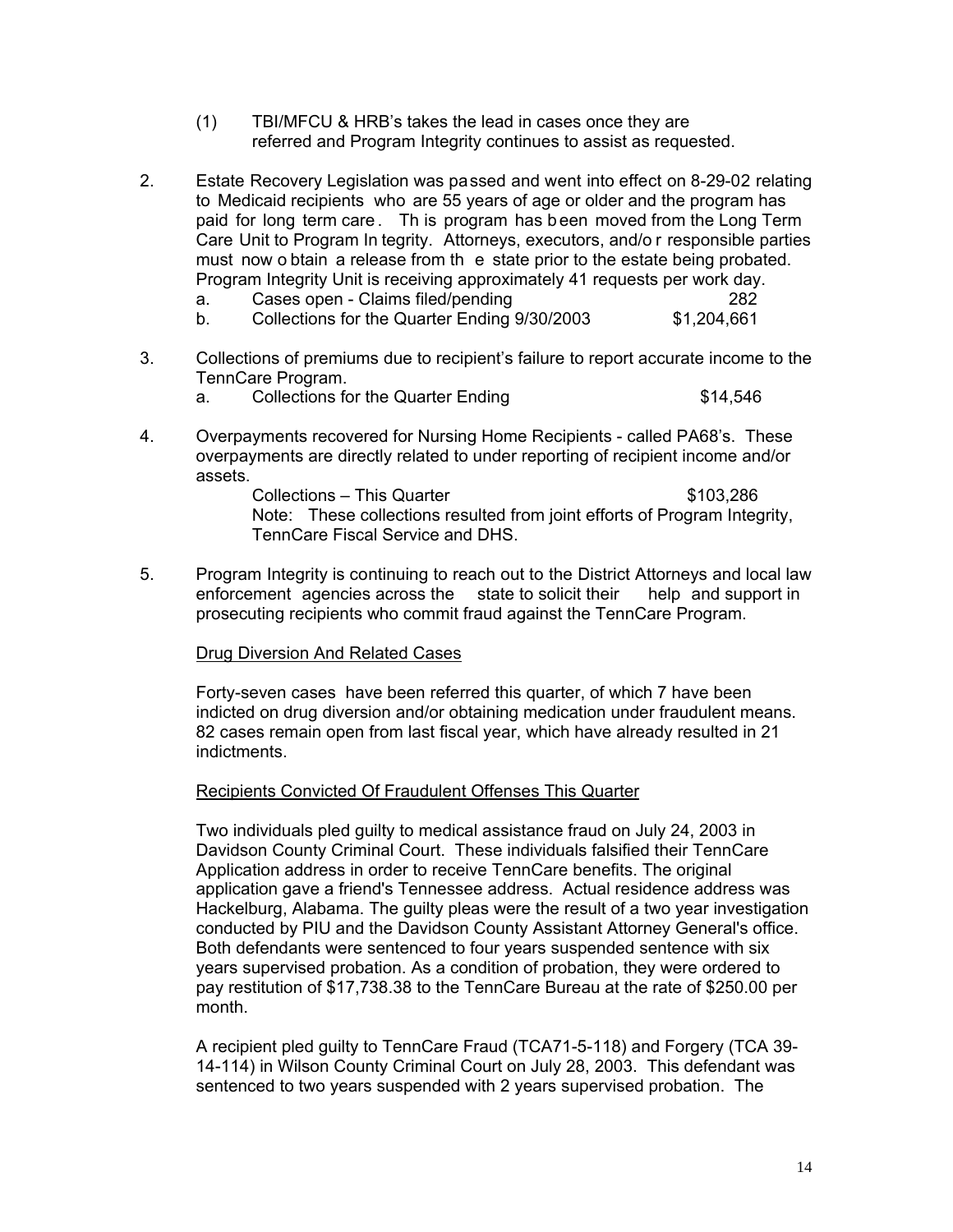(1) TBI/MFCU & HRB's takes the lead in cases once they are referred and Program Integrity continues to assist as requested.

2. Estate Recovery Legislation was passed and went into effect on 8-29-02 relating to Medicaid recipients who are 55 years of age or older and the program has paid for long term care. This program has been moved from the Long Term Care Unit to Program Integrity. Attorneys, executors, and/or responsible parties must now obtain a release from the state prior to the estate being probated. Program Integrity Unit is receiving approximately 41 requests per work day.
   a. Cases open - Claims filed/pending 282
   b. Collections for the Quarter Ending 9/30/2003 $1,204,661

3. Collections of premiums due to recipient's failure to report accurate income to the TennCare Program.
   a. Collections for the Quarter Ending $14,546

4. Overpayments recovered for Nursing Home Recipients - called PA68's. These overpayments are directly related to under reporting of recipient income and/or assets.

   Collections – This Quarter $103,286

   Note: These collections resulted from joint efforts of Program Integrity, TennCare Fiscal Service and DHS.

5. Program Integrity is continuing to reach out to the District Attorneys and local law enforcement agencies across the state to solicit their help and support in prosecuting recipients who commit fraud against the TennCare Program.

<u>Drug Diversion And Related Cases</u>

Forty-seven cases have been referred this quarter, of which 7 have been indicted on drug diversion and/or obtaining medication under fraudulent means. 82 cases remain open from last fiscal year, which have already resulted in 21 indictments.

<u>Recipients Convicted Of Fraudulent Offenses This Quarter</u>

Two individuals pled guilty to medical assistance fraud on July 24, 2003 in Davidson County Criminal Court. These individuals falsified their TennCare Application address in order to receive TennCare benefits. The original application gave a friend's Tennessee address. Actual residence address was Hackelburg, Alabama. The guilty pleas were the result of a two year investigation conducted by PIU and the Davidson County Assistant Attorney General's office. Both defendants were sentenced to four years suspended sentence with six years supervised probation. As a condition of probation, they were ordered to pay restitution of $17,738.38 to the TennCare Bureau at the rate of $250.00 per month.

A recipient pled guilty to TennCare Fraud (TCA71-5-118) and Forgery (TCA 39-14-114) in Wilson County Criminal Court on July 28, 2003. This defendant was sentenced to two years suspended with 2 years supervised probation. The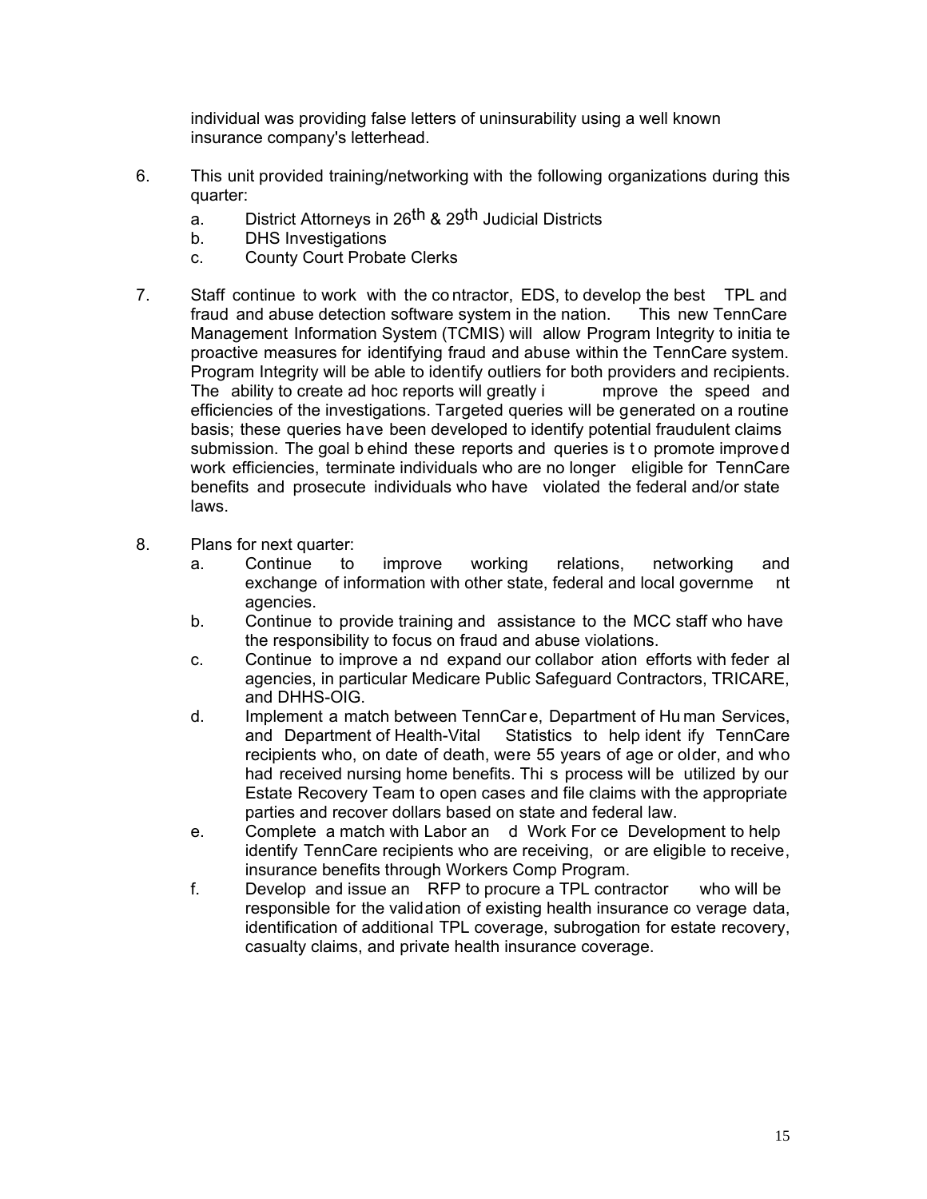individual was providing false letters of uninsurability using a well known insurance company's letterhead.

6. This unit provided training/networking with the following organizations during this quarter:
   a. District Attorneys in 26th & 29th Judicial Districts
   b. DHS Investigations
   c. County Court Probate Clerks

7. Staff continue to work with the contractor, EDS, to develop the best TPL and fraud and abuse detection software system in the nation. This new TennCare Management Information System (TCMIS) will allow Program Integrity to initiate proactive measures for identifying fraud and abuse within the TennCare system. Program Integrity will be able to identify outliers for both providers and recipients. The ability to create ad hoc reports will greatly improve the speed and efficiencies of the investigations. Targeted queries will be generated on a routine basis; these queries have been developed to identify potential fraudulent claims submission. The goal behind these reports and queries is to promote improved work efficiencies, terminate individuals who are no longer eligible for TennCare benefits and prosecute individuals who have violated the federal and/or state laws.

8. Plans for next quarter:
   a. Continue to improve working relations, networking and exchange of information with other state, federal and local government agencies.
   b. Continue to provide training and assistance to the MCC staff who have the responsibility to focus on fraud and abuse violations.
   c. Continue to improve and expand our collaboration efforts with federal agencies, in particular Medicare Public Safeguard Contractors, TRICARE, and DHHS-OIG.
   d. Implement a match between TennCare, Department of Human Services, and Department of Health-Vital Statistics to help identify TennCare recipients who, on date of death, were 55 years of age or older, and who had received nursing home benefits. This process will be utilized by our Estate Recovery Team to open cases and file claims with the appropriate parties and recover dollars based on state and federal law.
   e. Complete a match with Labor and Work Force Development to help identify TennCare recipients who are receiving, or are eligible to receive, insurance benefits through Workers Comp Program.
   f. Develop and issue an RFP to procure a TPL contractor who will be responsible for the validation of existing health insurance coverage data, identification of additional TPL coverage, subrogation for estate recovery, casualty claims, and private health insurance coverage.